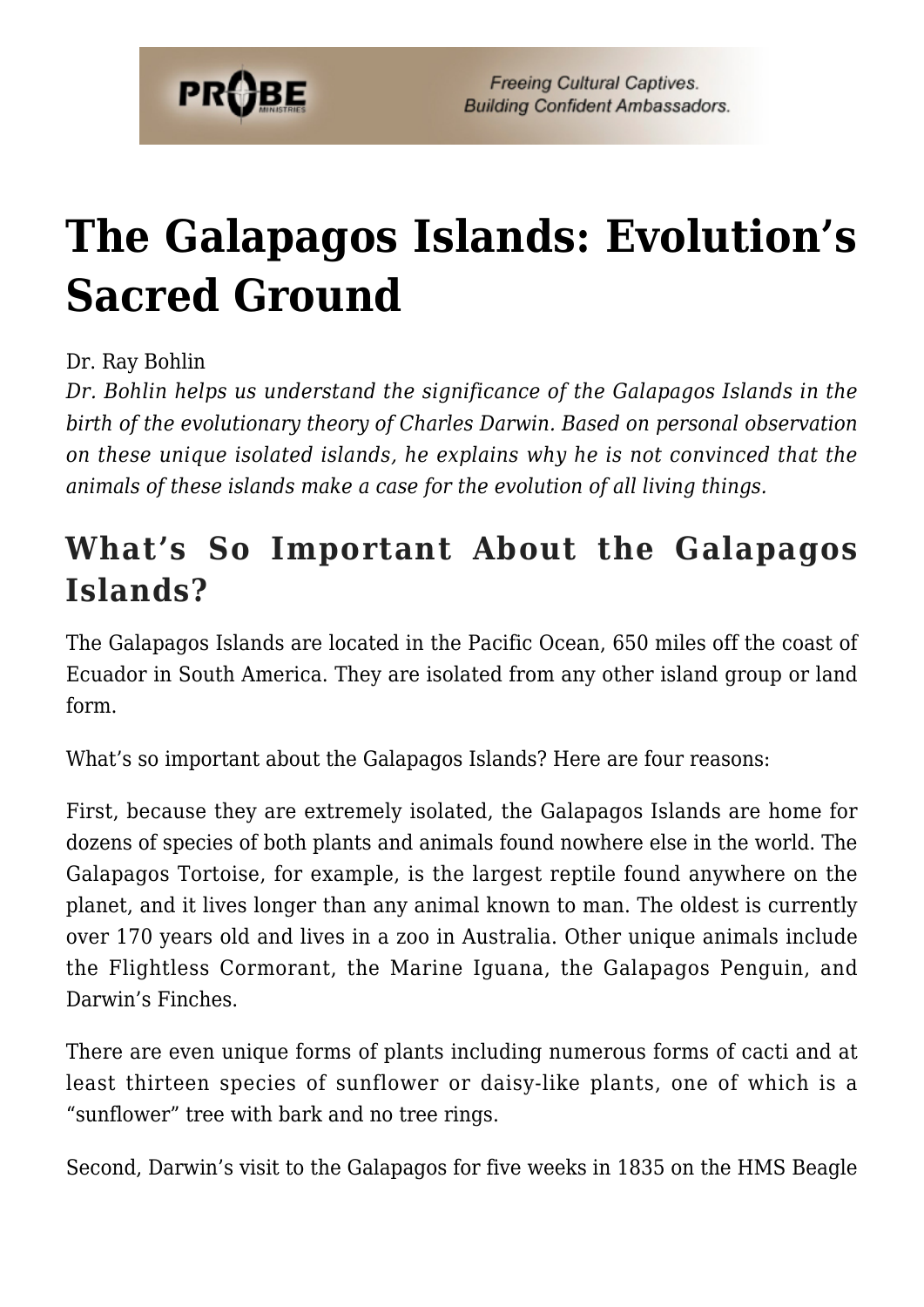# The Galapagos Islands: Evolution's Sacred Ground

Dr. Ray Bohlin

*Dr. Bohlin helps us understand the significance of the Galapagos Islands in the birth of the evolutionary theory of Charles Darwin. Based on personal observation on these unique isolated islands, he explains why he is not convinced that the animals of these islands make a case for the evolution of all living things.*

## What's So Important About the Galapagos Islands?

The Galapagos Islands are located in the Pacific Ocean, 650 miles off the coast of Ecuador in South America. They are isolated from any other island group or land form.

What's so important about the Galapagos Islands? Here are four reasons:

First, because they are extremely isolated, the Galapagos Islands are home for dozens of species of both plants and animals found nowhere else in the world. The Galapagos Tortoise, for example, is the largest reptile found anywhere on the planet, and it lives longer than any animal known to man. The oldest is currently over 170 years old and lives in a zoo in Australia. Other unique animals include the Flightless Cormorant, the Marine Iguana, the Galapagos Penguin, and Darwin's Finches.

There are even unique forms of plants including numerous forms of cacti and at least thirteen species of sunflower or daisy-like plants, one of which is a "sunflower" tree with bark and no tree rings.

Second, Darwin's visit to the Galapagos for five weeks in 1835 on the HMS Beagle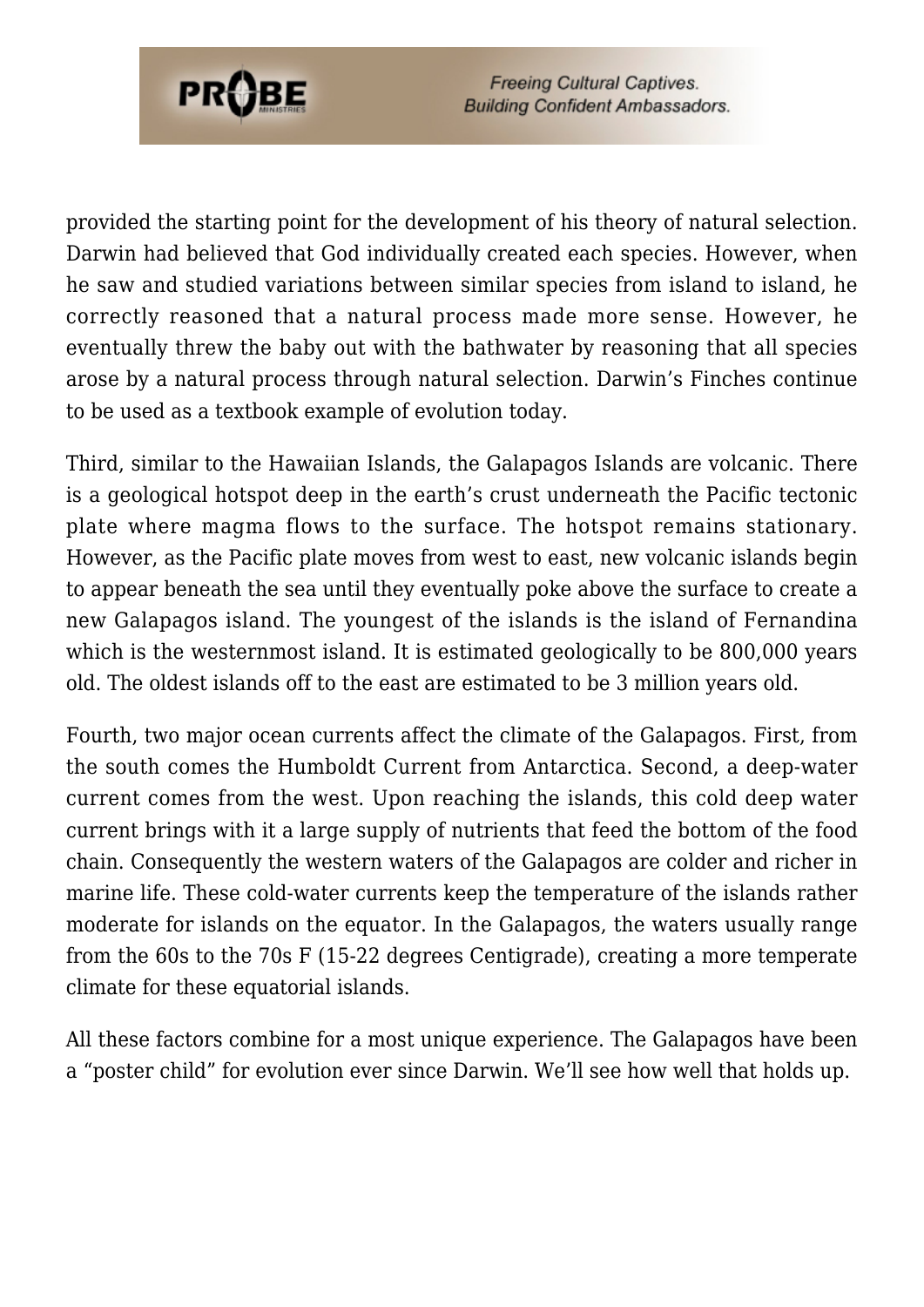provided the starting point for the development of his theory of natural selection. Darwin had believed that God individually created each species. However, when he saw and studied variations between similar species from island to island, he correctly reasoned that a natural process made more sense. However, he eventually threw the baby out with the bathwater by reasoning that all species arose by a natural process through natural selection. Darwin's Finches continue to be used as a textbook example of evolution today.

Third, similar to the Hawaiian Islands, the Galapagos Islands are volcanic. There is a geological hotspot deep in the earth's crust underneath the Pacific tectonic plate where magma flows to the surface. The hotspot remains stationary. However, as the Pacific plate moves from west to east, new volcanic islands begin to appear beneath the sea until they eventually poke above the surface to create a new Galapagos island. The youngest of the islands is the island of Fernandina which is the westernmost island. It is estimated geologically to be 800,000 years old. The oldest islands off to the east are estimated to be 3 million years old.

Fourth, two major ocean currents affect the climate of the Galapagos. First, from the south comes the Humboldt Current from Antarctica. Second, a deep-water current comes from the west. Upon reaching the islands, this cold deep water current brings with it a large supply of nutrients that feed the bottom of the food chain. Consequently the western waters of the Galapagos are colder and richer in marine life. These cold-water currents keep the temperature of the islands rather moderate for islands on the equator. In the Galapagos, the waters usually range from the 60s to the 70s F (15-22 degrees Centigrade), creating a more temperate climate for these equatorial islands.

All these factors combine for a most unique experience. The Galapagos have been a "poster child" for evolution ever since Darwin. We'll see how well that holds up.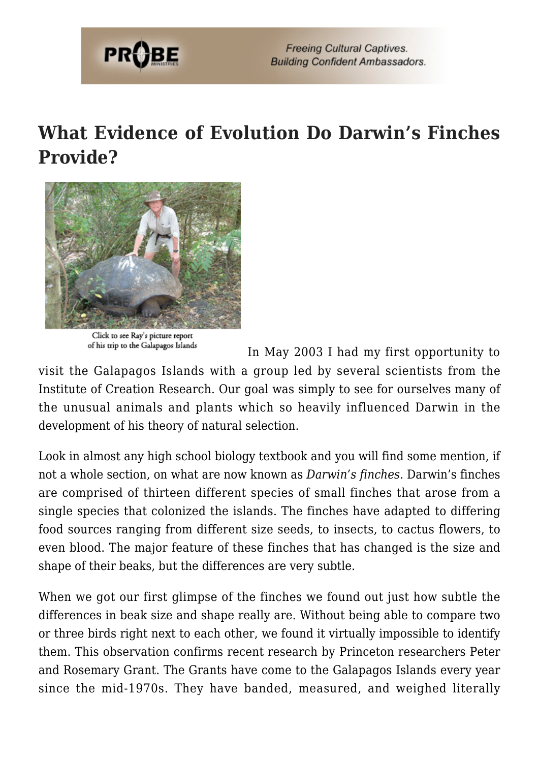# What Evidence of Evolution Do Darwin's Finches Provide?

Click to see Ray's picture report of his trip to the Galapagos Islands

In May 2003 I had my first opportunity to visit the Galapagos Islands with a group led by several scientists from the Institute of Creation Research. Our goal was simply to see for ourselves many of the unusual animals and plants which so heavily influenced Darwin in the development of his theory of natural selection.

Look in almost any high school biology textbook and you will find some mention, if not a whole section, on what are now known as *Darwin's finches*. Darwin's finches are comprised of thirteen different species of small finches that arose from a single species that colonized the islands. The finches have adapted to differing food sources ranging from different size seeds, to insects, to cactus flowers, to even blood. The major feature of these finches that has changed is the size and shape of their beaks, but the differences are very subtle.

When we got our first glimpse of the finches we found out just how subtle the differences in beak size and shape really are. Without being able to compare two or three birds right next to each other, we found it virtually impossible to identify them. This observation confirms recent research by Princeton researchers Peter and Rosemary Grant. The Grants have come to the Galapagos Islands every year since the mid-1970s. They have banded, measured, and weighed literally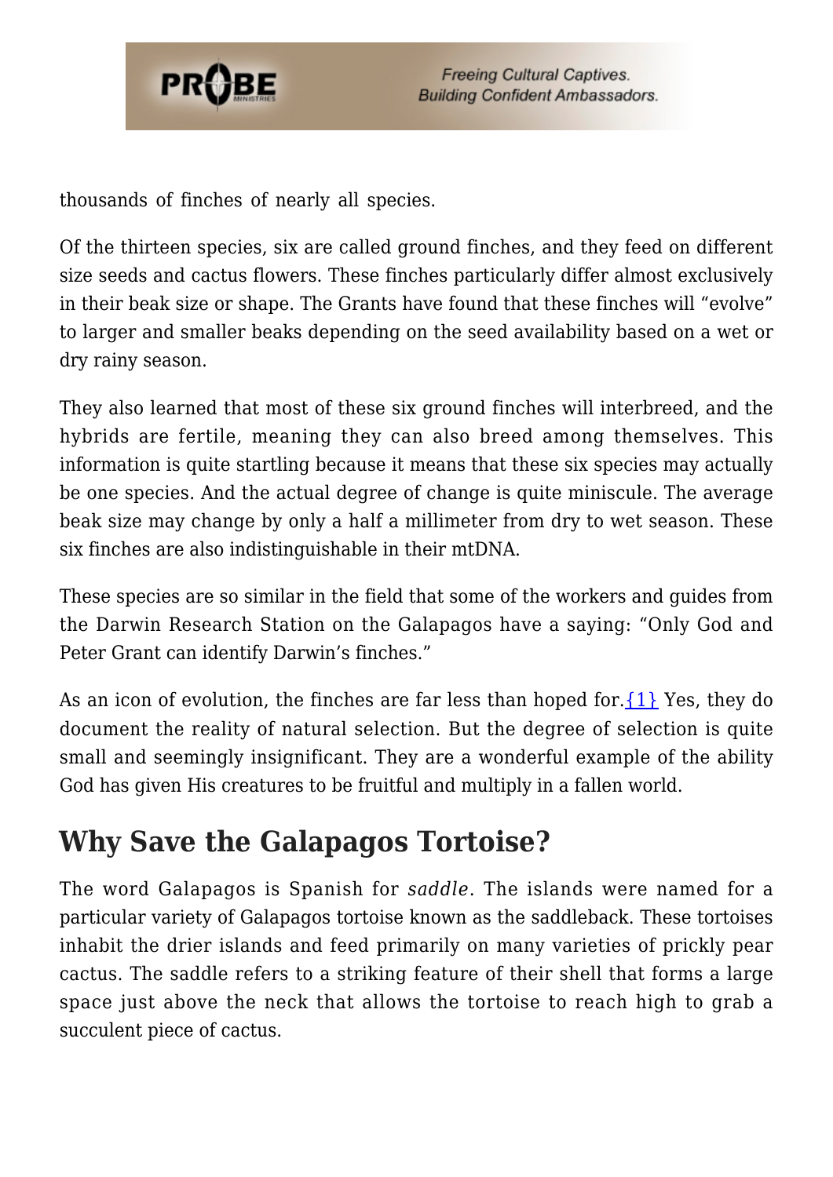thousands of finches of nearly all species.

Of the thirteen species, six are called ground finches, and they feed on different size seeds and cactus flowers. These finches particularly differ almost exclusively in their beak size or shape. The Grants have found that these finches will "evolve" to larger and smaller beaks depending on the seed availability based on a wet or dry rainy season.

They also learned that most of these six ground finches will interbreed, and the hybrids are fertile, meaning they can also breed among themselves. This information is quite startling because it means that these six species may actually be one species. And the actual degree of change is quite miniscule. The average beak size may change by only a half a millimeter from dry to wet season. These six finches are also indistinguishable in their mtDNA.

These species are so similar in the field that some of the workers and guides from the Darwin Research Station on the Galapagos have a saying: "Only God and Peter Grant can identify Darwin's finches."

As an icon of evolution, the finches are far less than hoped for.{1} Yes, they do document the reality of natural selection. But the degree of selection is quite small and seemingly insignificant. They are a wonderful example of the ability God has given His creatures to be fruitful and multiply in a fallen world.

## Why Save the Galapagos Tortoise?

The word Galapagos is Spanish for *saddle*. The islands were named for a particular variety of Galapagos tortoise known as the saddleback. These tortoises inhabit the drier islands and feed primarily on many varieties of prickly pear cactus. The saddle refers to a striking feature of their shell that forms a large space just above the neck that allows the tortoise to reach high to grab a succulent piece of cactus.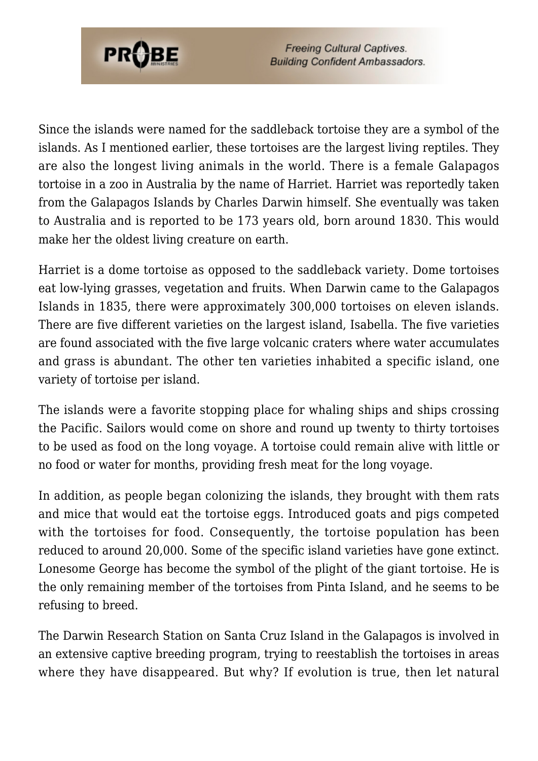Since the islands were named for the saddleback tortoise they are a symbol of the islands. As I mentioned earlier, these tortoises are the largest living reptiles. They are also the longest living animals in the world. There is a female Galapagos tortoise in a zoo in Australia by the name of Harriet. Harriet was reportedly taken from the Galapagos Islands by Charles Darwin himself. She eventually was taken to Australia and is reported to be 173 years old, born around 1830. This would make her the oldest living creature on earth.

Harriet is a dome tortoise as opposed to the saddleback variety. Dome tortoises eat low-lying grasses, vegetation and fruits. When Darwin came to the Galapagos Islands in 1835, there were approximately 300,000 tortoises on eleven islands. There are five different varieties on the largest island, Isabella. The five varieties are found associated with the five large volcanic craters where water accumulates and grass is abundant. The other ten varieties inhabited a specific island, one variety of tortoise per island.

The islands were a favorite stopping place for whaling ships and ships crossing the Pacific. Sailors would come on shore and round up twenty to thirty tortoises to be used as food on the long voyage. A tortoise could remain alive with little or no food or water for months, providing fresh meat for the long voyage.

In addition, as people began colonizing the islands, they brought with them rats and mice that would eat the tortoise eggs. Introduced goats and pigs competed with the tortoises for food. Consequently, the tortoise population has been reduced to around 20,000. Some of the specific island varieties have gone extinct. Lonesome George has become the symbol of the plight of the giant tortoise. He is the only remaining member of the tortoises from Pinta Island, and he seems to be refusing to breed.

The Darwin Research Station on Santa Cruz Island in the Galapagos is involved in an extensive captive breeding program, trying to reestablish the tortoises in areas where they have disappeared. But why? If evolution is true, then let natural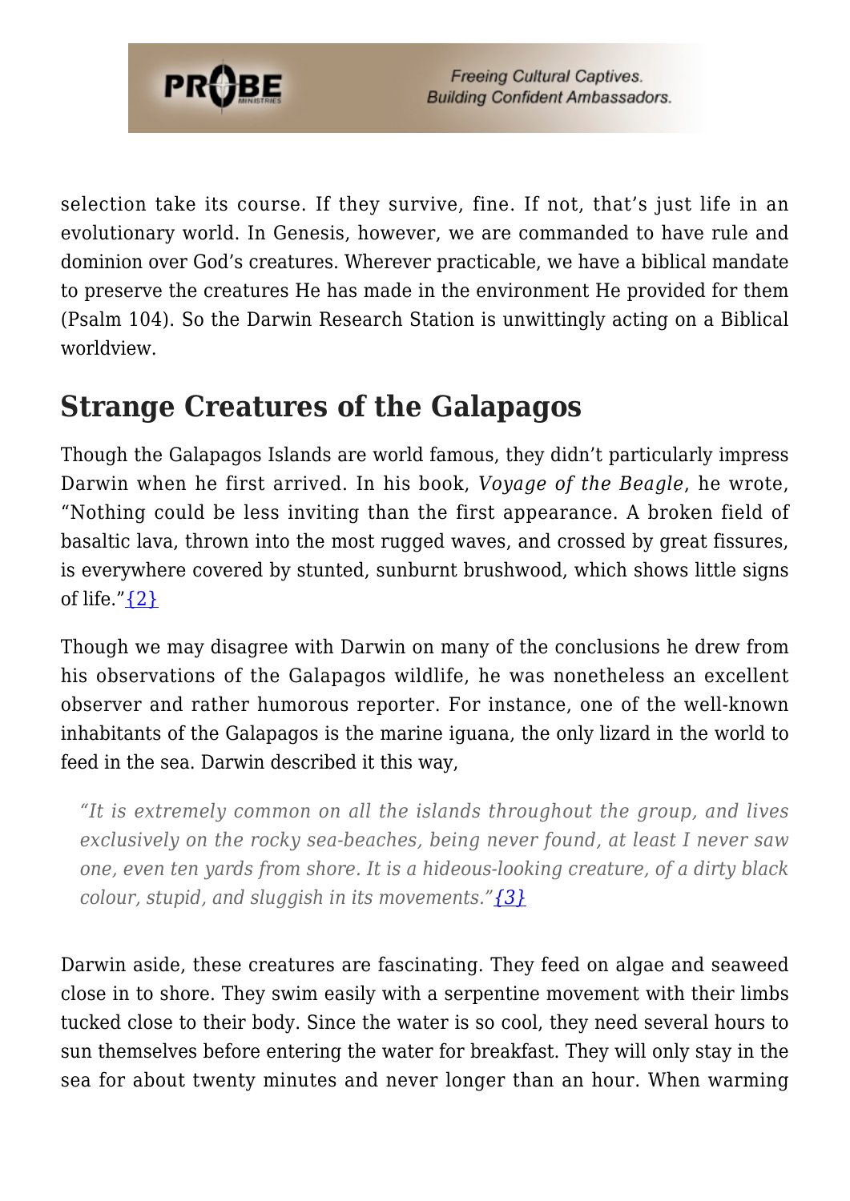selection take its course. If they survive, fine. If not, that's just life in an evolutionary world. In Genesis, however, we are commanded to have rule and dominion over God's creatures. Wherever practicable, we have a biblical mandate to preserve the creatures He has made in the environment He provided for them (Psalm 104). So the Darwin Research Station is unwittingly acting on a Biblical worldview.

## Strange Creatures of the Galapagos

Though the Galapagos Islands are world famous, they didn't particularly impress Darwin when he first arrived. In his book, *Voyage of the Beagle*, he wrote, "Nothing could be less inviting than the first appearance. A broken field of basaltic lava, thrown into the most rugged waves, and crossed by great fissures, is everywhere covered by stunted, sunburnt brushwood, which shows little signs of life."{2}

Though we may disagree with Darwin on many of the conclusions he drew from his observations of the Galapagos wildlife, he was nonetheless an excellent observer and rather humorous reporter. For instance, one of the well-known inhabitants of the Galapagos is the marine iguana, the only lizard in the world to feed in the sea. Darwin described it this way,

> *"It is extremely common on all the islands throughout the group, and lives exclusively on the rocky sea-beaches, being never found, at least I never saw one, even ten yards from shore. It is a hideous-looking creature, of a dirty black colour, stupid, and sluggish in its movements."{3}*

Darwin aside, these creatures are fascinating. They feed on algae and seaweed close in to shore. They swim easily with a serpentine movement with their limbs tucked close to their body. Since the water is so cool, they need several hours to sun themselves before entering the water for breakfast. They will only stay in the sea for about twenty minutes and never longer than an hour. When warming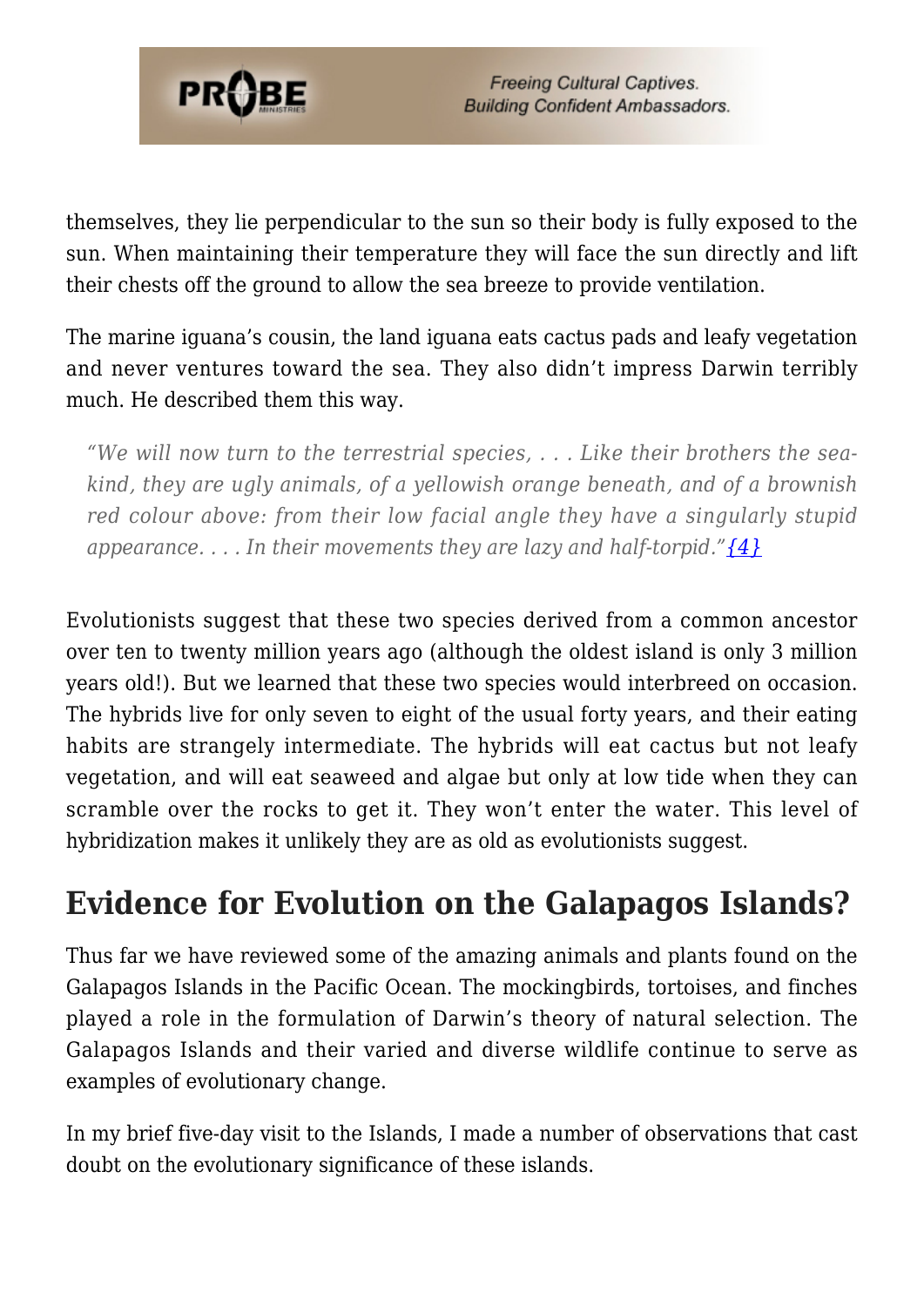themselves, they lie perpendicular to the sun so their body is fully exposed to the sun. When maintaining their temperature they will face the sun directly and lift their chests off the ground to allow the sea breeze to provide ventilation.

The marine iguana's cousin, the land iguana eats cactus pads and leafy vegetation and never ventures toward the sea. They also didn't impress Darwin terribly much. He described them this way.

> *"We will now turn to the terrestrial species, . . . Like their brothers the sea-kind, they are ugly animals, of a yellowish orange beneath, and of a brownish red colour above: from their low facial angle they have a singularly stupid appearance. . . . In their movements they are lazy and half-torpid."*{4}

Evolutionists suggest that these two species derived from a common ancestor over ten to twenty million years ago (although the oldest island is only 3 million years old!). But we learned that these two species would interbreed on occasion. The hybrids live for only seven to eight of the usual forty years, and their eating habits are strangely intermediate. The hybrids will eat cactus but not leafy vegetation, and will eat seaweed and algae but only at low tide when they can scramble over the rocks to get it. They won't enter the water. This level of hybridization makes it unlikely they are as old as evolutionists suggest.

## Evidence for Evolution on the Galapagos Islands?

Thus far we have reviewed some of the amazing animals and plants found on the Galapagos Islands in the Pacific Ocean. The mockingbirds, tortoises, and finches played a role in the formulation of Darwin's theory of natural selection. The Galapagos Islands and their varied and diverse wildlife continue to serve as examples of evolutionary change.

In my brief five-day visit to the Islands, I made a number of observations that cast doubt on the evolutionary significance of these islands.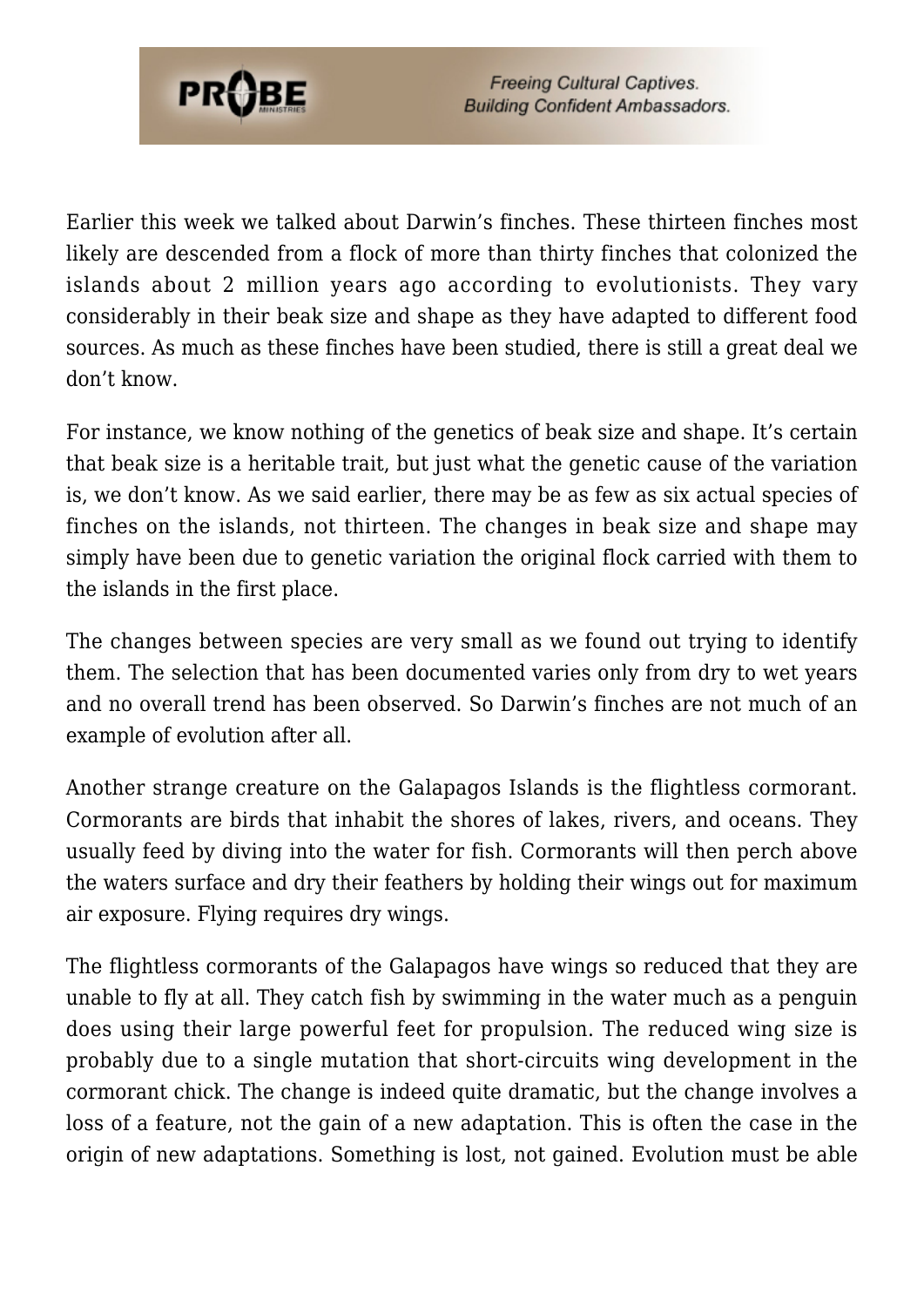Earlier this week we talked about Darwin's finches. These thirteen finches most likely are descended from a flock of more than thirty finches that colonized the islands about 2 million years ago according to evolutionists. They vary considerably in their beak size and shape as they have adapted to different food sources. As much as these finches have been studied, there is still a great deal we don't know.

For instance, we know nothing of the genetics of beak size and shape. It's certain that beak size is a heritable trait, but just what the genetic cause of the variation is, we don't know. As we said earlier, there may be as few as six actual species of finches on the islands, not thirteen. The changes in beak size and shape may simply have been due to genetic variation the original flock carried with them to the islands in the first place.

The changes between species are very small as we found out trying to identify them. The selection that has been documented varies only from dry to wet years and no overall trend has been observed. So Darwin's finches are not much of an example of evolution after all.

Another strange creature on the Galapagos Islands is the flightless cormorant. Cormorants are birds that inhabit the shores of lakes, rivers, and oceans. They usually feed by diving into the water for fish. Cormorants will then perch above the waters surface and dry their feathers by holding their wings out for maximum air exposure. Flying requires dry wings.

The flightless cormorants of the Galapagos have wings so reduced that they are unable to fly at all. They catch fish by swimming in the water much as a penguin does using their large powerful feet for propulsion. The reduced wing size is probably due to a single mutation that short-circuits wing development in the cormorant chick. The change is indeed quite dramatic, but the change involves a loss of a feature, not the gain of a new adaptation. This is often the case in the origin of new adaptations. Something is lost, not gained. Evolution must be able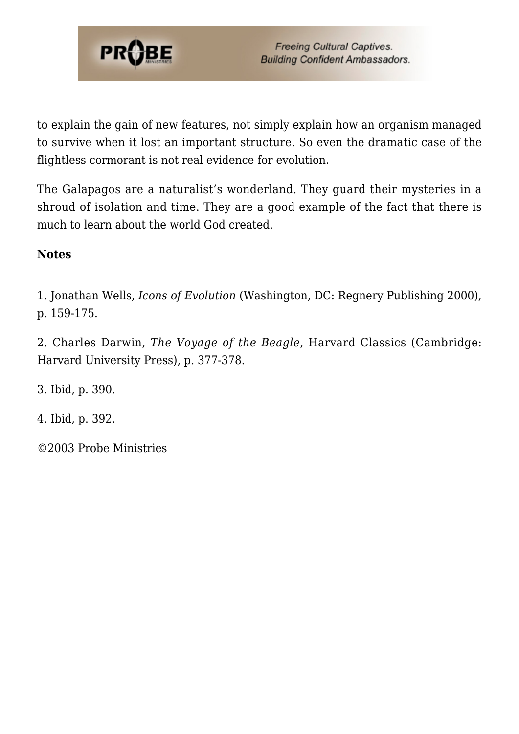to explain the gain of new features, not simply explain how an organism managed to survive when it lost an important structure. So even the dramatic case of the flightless cormorant is not real evidence for evolution.

The Galapagos are a naturalist's wonderland. They guard their mysteries in a shroud of isolation and time. They are a good example of the fact that there is much to learn about the world God created.

**Notes**

1. Jonathan Wells, *Icons of Evolution* (Washington, DC: Regnery Publishing 2000), p. 159-175.

2. Charles Darwin, *The Voyage of the Beagle*, Harvard Classics (Cambridge: Harvard University Press), p. 377-378.

3. Ibid, p. 390.

4. Ibid, p. 392.

©2003 Probe Ministries